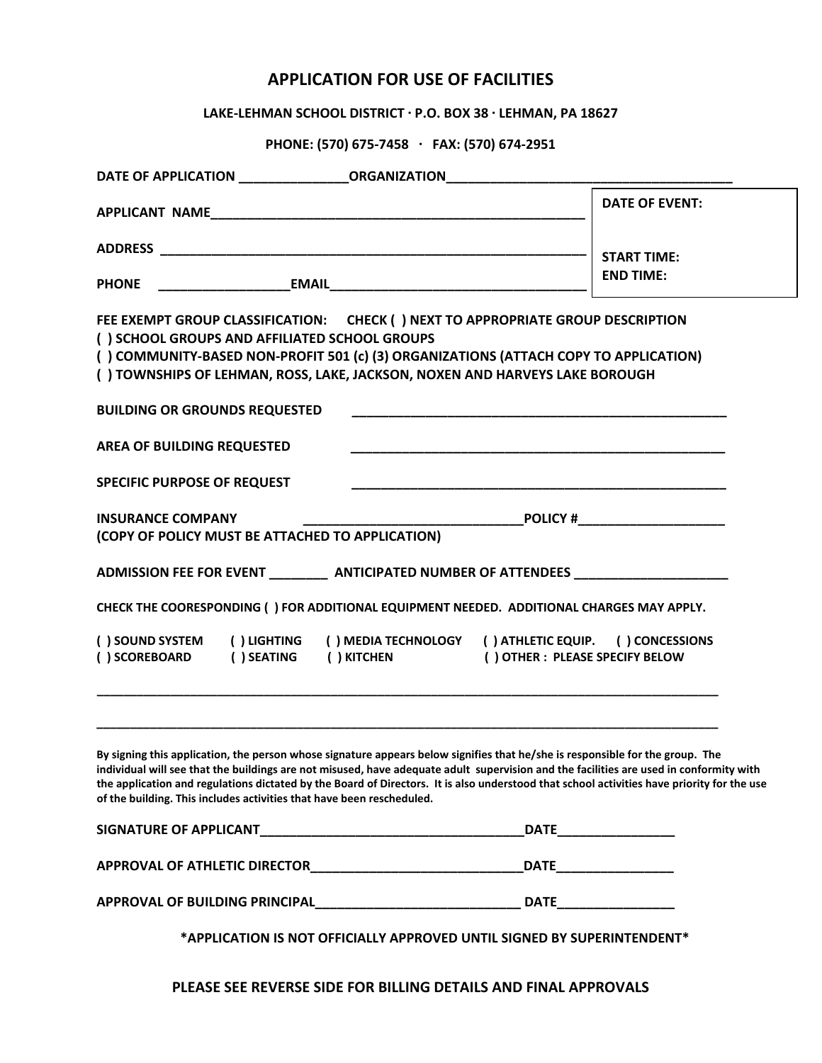# APPLICATION FOR USE OF FACILITIES

**LAKE-LEHMAN SCHOOL DISTRICT · P.O. BOX 38 · LEHMAN, PA 18627**

**PHONE: (570) 675-7458 · FAX: (570) 674-2951**

**DATE OF APPLICATION** _______________ **ORGANIZATION** _______________________________________

**APPLICANT NAME** ____________________________________________________

**ADDRESS** ___________________________________________________________

**PHONE** __________________ **EMAIL** ___________________________________

| **DATE OF EVENT:** |
|---|
| **START TIME:** |
| **END TIME:** |

**FEE EXEMPT GROUP CLASSIFICATION: CHECK ( ) NEXT TO APPROPRIATE GROUP DESCRIPTION**

**( ) SCHOOL GROUPS AND AFFILIATED SCHOOL GROUPS**

**( ) COMMUNITY-BASED NON-PROFIT 501 (c) (3) ORGANIZATIONS (ATTACH COPY TO APPLICATION)**

**( ) TOWNSHIPS OF LEHMAN, ROSS, LAKE, JACKSON, NOXEN AND HARVEYS LAKE BOROUGH**

**BUILDING OR GROUNDS REQUESTED** ____________________________________________________

**AREA OF BUILDING REQUESTED** ____________________________________________________

**SPECIFIC PURPOSE OF REQUEST** ____________________________________________________

**INSURANCE COMPANY** ______________________________ **POLICY #** ____________________

**(COPY OF POLICY MUST BE ATTACHED TO APPLICATION)**

**ADMISSION FEE FOR EVENT** ________ **ANTICIPATED NUMBER OF ATTENDEES** _____________________

**CHECK THE COORESPONDING ( ) FOR ADDITIONAL EQUIPMENT NEEDED. ADDITIONAL CHARGES MAY APPLY.**

**( ) SOUND SYSTEM ( ) LIGHTING ( ) MEDIA TECHNOLOGY ( ) ATHLETIC EQUIP. ( ) CONCESSIONS**

**( ) SCOREBOARD ( ) SEATING ( ) KITCHEN ( ) OTHER : PLEASE SPECIFY BELOW**

___________________________________________________________________________________________

___________________________________________________________________________________________

**By signing this application, the person whose signature appears below signifies that he/she is responsible for the group. The individual will see that the buildings are not misused, have adequate adult supervision and the facilities are used in conformity with the application and regulations dictated by the Board of Directors. It is also understood that school activities have priority for the use of the building. This includes activities that have been rescheduled.**

**SIGNATURE OF APPLICANT** ____________________________________ **DATE** ________________

**APPROVAL OF ATHLETIC DIRECTOR** _____________________________ **DATE** ________________

**APPROVAL OF BUILDING PRINCIPAL** ____________________________ **DATE** ________________

**\*APPLICATION IS NOT OFFICIALLY APPROVED UNTIL SIGNED BY SUPERINTENDENT\***

**PLEASE SEE REVERSE SIDE FOR BILLING DETAILS AND FINAL APPROVALS**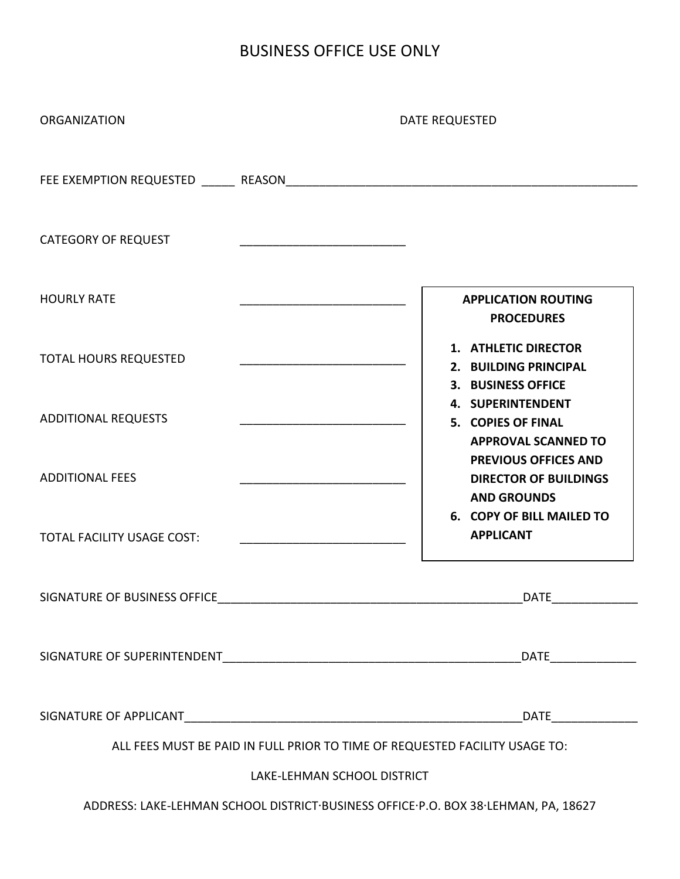# BUSINESS OFFICE USE ONLY

ORGANIZATION DATE REQUESTED

FEE EXEMPTION REQUESTED _____ REASON_______________________________________________________

CATEGORY OF REQUEST __________________________

HOURLY RATE __________________________

TOTAL HOURS REQUESTED __________________________

ADDITIONAL REQUESTS __________________________

ADDITIONAL FEES __________________________

TOTAL FACILITY USAGE COST: __________________________

**APPLICATION ROUTING PROCEDURES**

1. **ATHLETIC DIRECTOR**
2. **BUILDING PRINCIPAL**
3. **BUSINESS OFFICE**
4. **SUPERINTENDENT**
5. **COPIES OF FINAL APPROVAL SCANNED TO PREVIOUS OFFICES AND DIRECTOR OF BUILDINGS AND GROUNDS**
6. **COPY OF BILL MAILED TO APPLICANT**

SIGNATURE OF BUSINESS OFFICE_________________________________________________DATE_____________

SIGNATURE OF SUPERINTENDENT_______________________________________________DATE_____________

SIGNATURE OF APPLICANT_____________________________________________________DATE_____________

ALL FEES MUST BE PAID IN FULL PRIOR TO TIME OF REQUESTED FACILITY USAGE TO:

LAKE-LEHMAN SCHOOL DISTRICT

ADDRESS: LAKE-LEHMAN SCHOOL DISTRICT·BUSINESS OFFICE·P.O. BOX 38·LEHMAN, PA, 18627